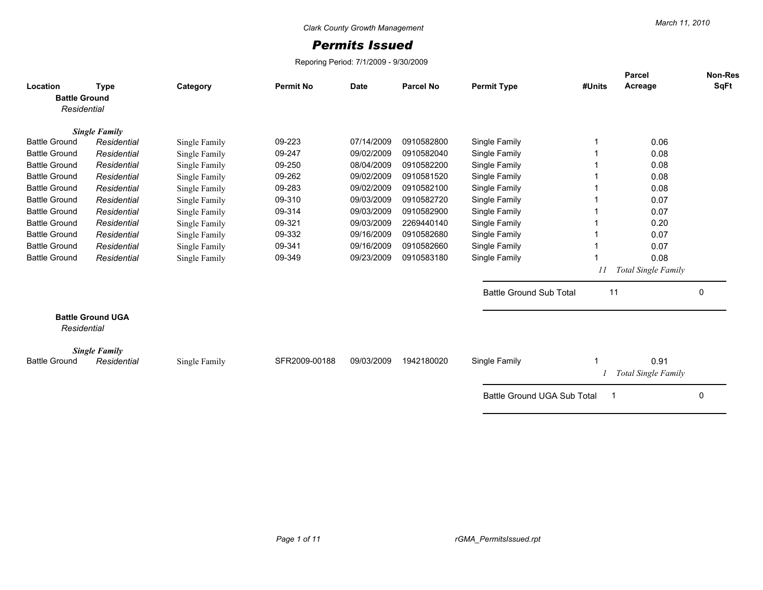Clark County Growth Management

March 11, 2010

# Permits Issued

Reporing Period: 7/1/2009 - 9/30/2009

| Location | Type | Category | Permit No | Date | Parcel No | Permit Type | #Units | Parcel Acreage | Non-Res SqFt |
|---|---|---|---|---|---|---|---|---|---|
| **Battle Ground** | | | | | | | | | |
| *Residential* | | | | | | | | | |
| ***Single Family*** | | | | | | | | | |
| Battle Ground | *Residential* | Single Family | 09-223 | 07/14/2009 | 0910582800 | Single Family | 1 | 0.06 | |
| Battle Ground | *Residential* | Single Family | 09-247 | 09/02/2009 | 0910582040 | Single Family | 1 | 0.08 | |
| Battle Ground | *Residential* | Single Family | 09-250 | 08/04/2009 | 0910582200 | Single Family | 1 | 0.08 | |
| Battle Ground | *Residential* | Single Family | 09-262 | 09/02/2009 | 0910581520 | Single Family | 1 | 0.08 | |
| Battle Ground | *Residential* | Single Family | 09-283 | 09/02/2009 | 0910582100 | Single Family | 1 | 0.08 | |
| Battle Ground | *Residential* | Single Family | 09-310 | 09/03/2009 | 0910582720 | Single Family | 1 | 0.07 | |
| Battle Ground | *Residential* | Single Family | 09-314 | 09/03/2009 | 0910582900 | Single Family | 1 | 0.07 | |
| Battle Ground | *Residential* | Single Family | 09-321 | 09/03/2009 | 2269440140 | Single Family | 1 | 0.20 | |
| Battle Ground | *Residential* | Single Family | 09-332 | 09/16/2009 | 0910582680 | Single Family | 1 | 0.07 | |
| Battle Ground | *Residential* | Single Family | 09-341 | 09/16/2009 | 0910582660 | Single Family | 1 | 0.07 | |
| Battle Ground | *Residential* | Single Family | 09-349 | 09/23/2009 | 0910583180 | Single Family | 1 | 0.08 | |
| | | | | | | | *11* | *Total Single Family* | |
| | | | | | | Battle Ground Sub Total | 11 | | 0 |
| **Battle Ground UGA** | | | | | | | | | |
| *Residential* | | | | | | | | | |
| ***Single Family*** | | | | | | | | | |
| Battle Ground | *Residential* | Single Family | SFR2009-00188 | 09/03/2009 | 1942180020 | Single Family | 1 | 0.91 | |
| | | | | | | | *1* | *Total Single Family* | |
| | | | | | | Battle Ground UGA Sub Total | 1 | | 0 |

rGMA_PermitsIssued.rpt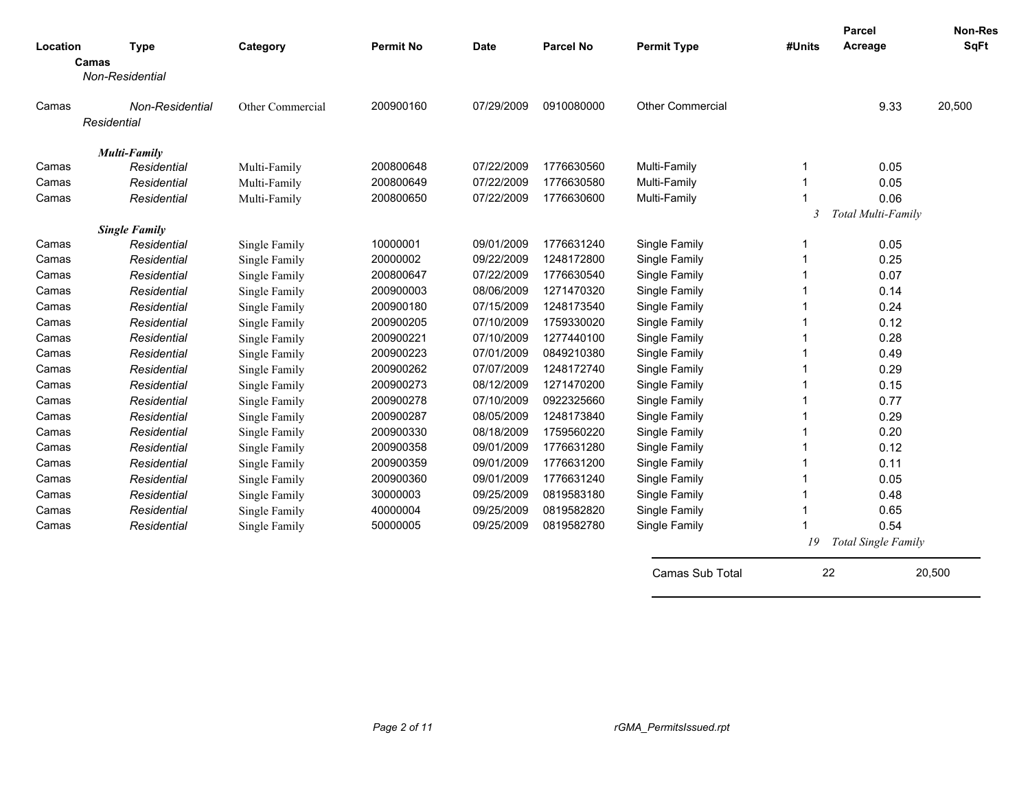| Location | Type | Category | Permit No | Date | Parcel No | Permit Type | #Units | Parcel Acreage | Non-Res SqFt |
|---|---|---|---|---|---|---|---|---|---|
| **Camas** | | | | | | | | | |
| *Non-Residential* | | | | | | | | | |
| Camas | *Non-Residential* | Other Commercial | 200900160 | 07/29/2009 | 0910080000 | Other Commercial | | 9.33 | 20,500 |
| *Residential* | | | | | | | | | |
| | ***Multi-Family*** | | | | | | | | |
| Camas | *Residential* | Multi-Family | 200800648 | 07/22/2009 | 1776630560 | Multi-Family | 1 | 0.05 | |
| Camas | *Residential* | Multi-Family | 200800649 | 07/22/2009 | 1776630580 | Multi-Family | 1 | 0.05 | |
| Camas | *Residential* | Multi-Family | 200800650 | 07/22/2009 | 1776630600 | Multi-Family | 1 | 0.06 | |
| | | | | | | | *3* | *Total Multi-Family* | |
| | ***Single Family*** | | | | | | | | |
| Camas | *Residential* | Single Family | 10000001 | 09/01/2009 | 1776631240 | Single Family | 1 | 0.05 | |
| Camas | *Residential* | Single Family | 20000002 | 09/22/2009 | 1248172800 | Single Family | 1 | 0.25 | |
| Camas | *Residential* | Single Family | 200800647 | 07/22/2009 | 1776630540 | Single Family | 1 | 0.07 | |
| Camas | *Residential* | Single Family | 200900003 | 08/06/2009 | 1271470320 | Single Family | 1 | 0.14 | |
| Camas | *Residential* | Single Family | 200900180 | 07/15/2009 | 1248173540 | Single Family | 1 | 0.24 | |
| Camas | *Residential* | Single Family | 200900205 | 07/10/2009 | 1759330020 | Single Family | 1 | 0.12 | |
| Camas | *Residential* | Single Family | 200900221 | 07/10/2009 | 1277440100 | Single Family | 1 | 0.28 | |
| Camas | *Residential* | Single Family | 200900223 | 07/01/2009 | 0849210380 | Single Family | 1 | 0.49 | |
| Camas | *Residential* | Single Family | 200900262 | 07/07/2009 | 1248172740 | Single Family | 1 | 0.29 | |
| Camas | *Residential* | Single Family | 200900273 | 08/12/2009 | 1271470200 | Single Family | 1 | 0.15 | |
| Camas | *Residential* | Single Family | 200900278 | 07/10/2009 | 0922325660 | Single Family | 1 | 0.77 | |
| Camas | *Residential* | Single Family | 200900287 | 08/05/2009 | 1248173840 | Single Family | 1 | 0.29 | |
| Camas | *Residential* | Single Family | 200900330 | 08/18/2009 | 1759560220 | Single Family | 1 | 0.20 | |
| Camas | *Residential* | Single Family | 200900358 | 09/01/2009 | 1776631280 | Single Family | 1 | 0.12 | |
| Camas | *Residential* | Single Family | 200900359 | 09/01/2009 | 1776631200 | Single Family | 1 | 0.11 | |
| Camas | *Residential* | Single Family | 200900360 | 09/01/2009 | 1776631240 | Single Family | 1 | 0.05 | |
| Camas | *Residential* | Single Family | 30000003 | 09/25/2009 | 0819583180 | Single Family | 1 | 0.48 | |
| Camas | *Residential* | Single Family | 40000004 | 09/25/2009 | 0819582820 | Single Family | 1 | 0.65 | |
| Camas | *Residential* | Single Family | 50000005 | 09/25/2009 | 0819582780 | Single Family | 1 | 0.54 | |
| | | | | | | | *19* | *Total Single Family* | |
| | | | | | | Camas Sub Total | 22 | | 20,500 |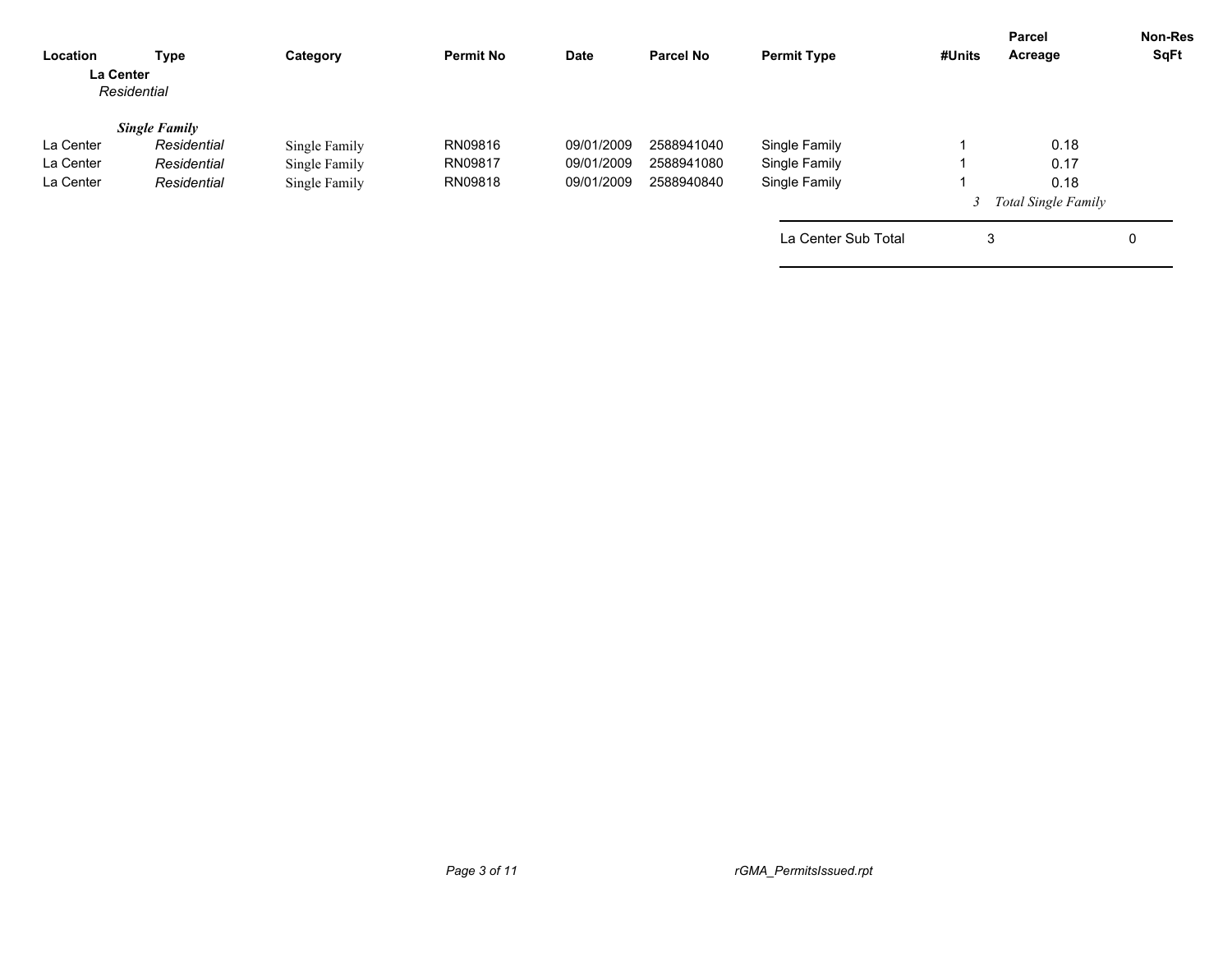| Location | Type | Category | Permit No | Date | Parcel No | Permit Type | #Units | Parcel Acreage | Non-Res SqFt |
|---|---|---|---|---|---|---|---|---|---|
| **La Center** | | | | | | | | | |
| *Residential* | | | | | | | | | |
| ***Single Family*** | | | | | | | | | |
| La Center | *Residential* | Single Family | RN09816 | 09/01/2009 | 2588941040 | Single Family | 1 | 0.18 | |
| La Center | *Residential* | Single Family | RN09817 | 09/01/2009 | 2588941080 | Single Family | 1 | 0.17 | |
| La Center | *Residential* | Single Family | RN09818 | 09/01/2009 | 2588940840 | Single Family | 1 | 0.18 | |
| | | | | | | | *3* | *Total Single Family* | |
| | | | | | | La Center Sub Total | 3 | | 0 |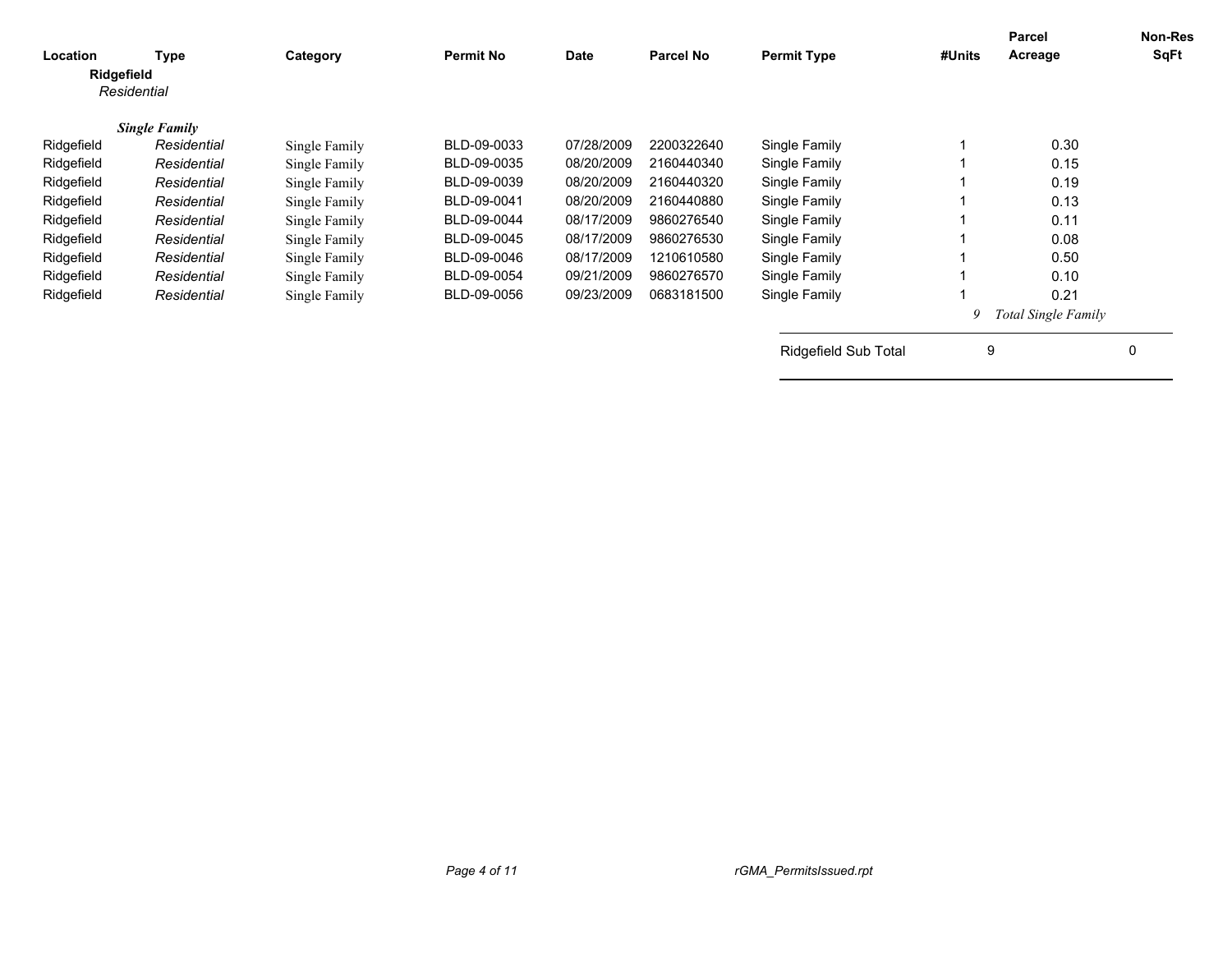| Location | Type | Category | Permit No | Date | Parcel No | Permit Type | #Units | Parcel Acreage | Non-Res SqFt |
|---|---|---|---|---|---|---|---|---|---|
| **Ridgefield** | | | | | | | | | |
| *Residential* | | | | | | | | | |
| | ***Single Family*** | | | | | | | | |
| Ridgefield | *Residential* | Single Family | BLD-09-0033 | 07/28/2009 | 2200322640 | Single Family | 1 | 0.30 | |
| Ridgefield | *Residential* | Single Family | BLD-09-0035 | 08/20/2009 | 2160440340 | Single Family | 1 | 0.15 | |
| Ridgefield | *Residential* | Single Family | BLD-09-0039 | 08/20/2009 | 2160440320 | Single Family | 1 | 0.19 | |
| Ridgefield | *Residential* | Single Family | BLD-09-0041 | 08/20/2009 | 2160440880 | Single Family | 1 | 0.13 | |
| Ridgefield | *Residential* | Single Family | BLD-09-0044 | 08/17/2009 | 9860276540 | Single Family | 1 | 0.11 | |
| Ridgefield | *Residential* | Single Family | BLD-09-0045 | 08/17/2009 | 9860276530 | Single Family | 1 | 0.08 | |
| Ridgefield | *Residential* | Single Family | BLD-09-0046 | 08/17/2009 | 1210610580 | Single Family | 1 | 0.50 | |
| Ridgefield | *Residential* | Single Family | BLD-09-0054 | 09/21/2009 | 9860276570 | Single Family | 1 | 0.10 | |
| Ridgefield | *Residential* | Single Family | BLD-09-0056 | 09/23/2009 | 0683181500 | Single Family | 1 | 0.21 | |
| | | | | | | | *9* | *Total Single Family* | |
| | | | | | | Ridgefield Sub Total | 9 | | 0 |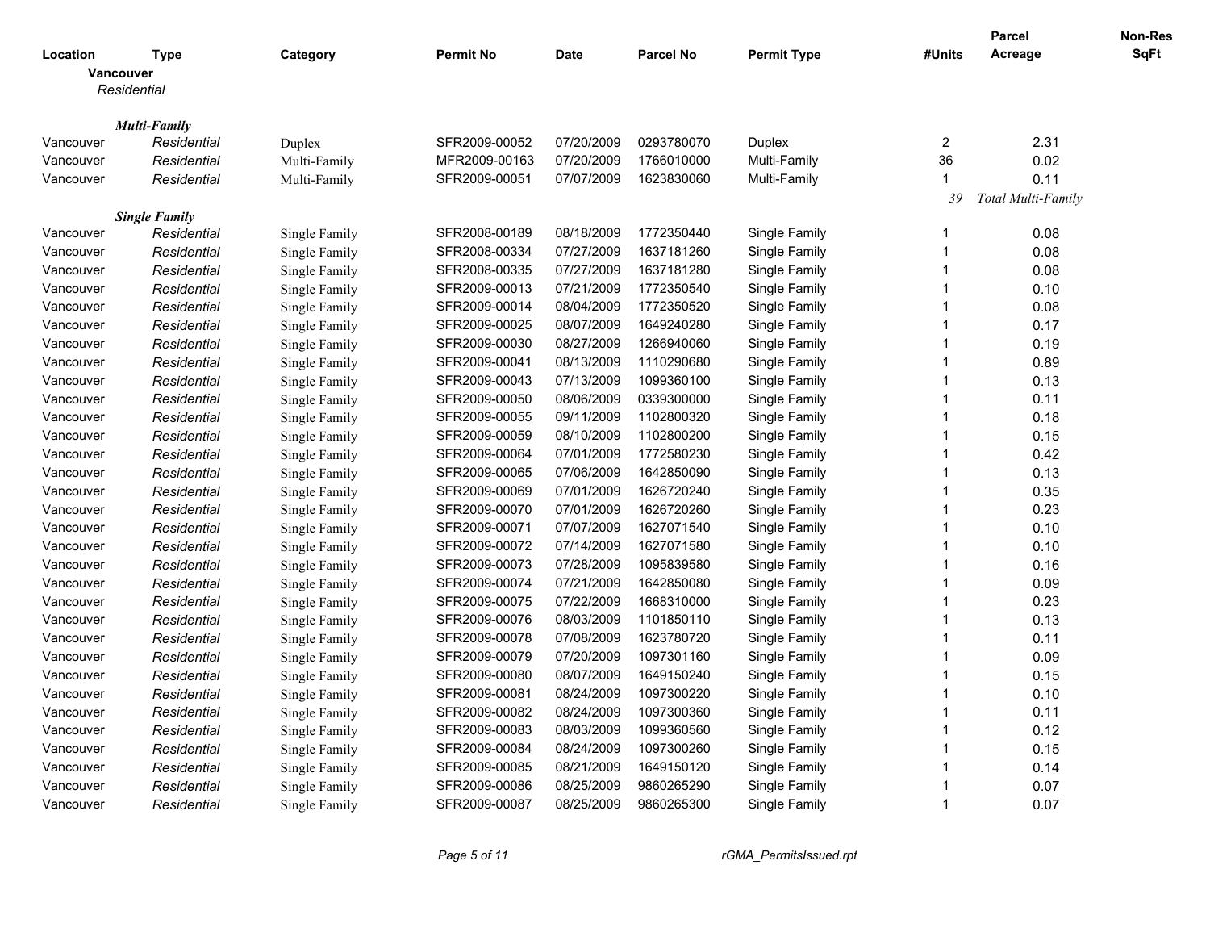| Location | Type | Category | Permit No | Date | Parcel No | Permit Type | #Units | Parcel Acreage | Non-Res SqFt |
|---|---|---|---|---|---|---|---|---|---|
| **Vancouver** | | | | | | | | | |
| *Residential* | | | | | | | | | |
| ***Multi-Family*** | | | | | | | | | |
| Vancouver | *Residential* | Duplex | SFR2009-00052 | 07/20/2009 | 0293780070 | Duplex | 2 | 2.31 | |
| Vancouver | *Residential* | Multi-Family | MFR2009-00163 | 07/20/2009 | 1766010000 | Multi-Family | 36 | 0.02 | |
| Vancouver | *Residential* | Multi-Family | SFR2009-00051 | 07/07/2009 | 1623830060 | Multi-Family | 1 | 0.11 | |
| | | | | | | | *39* | *Total Multi-Family* | |
| ***Single Family*** | | | | | | | | | |
| Vancouver | *Residential* | Single Family | SFR2008-00189 | 08/18/2009 | 1772350440 | Single Family | 1 | 0.08 | |
| Vancouver | *Residential* | Single Family | SFR2008-00334 | 07/27/2009 | 1637181260 | Single Family | 1 | 0.08 | |
| Vancouver | *Residential* | Single Family | SFR2008-00335 | 07/27/2009 | 1637181280 | Single Family | 1 | 0.08 | |
| Vancouver | *Residential* | Single Family | SFR2009-00013 | 07/21/2009 | 1772350540 | Single Family | 1 | 0.10 | |
| Vancouver | *Residential* | Single Family | SFR2009-00014 | 08/04/2009 | 1772350520 | Single Family | 1 | 0.08 | |
| Vancouver | *Residential* | Single Family | SFR2009-00025 | 08/07/2009 | 1649240280 | Single Family | 1 | 0.17 | |
| Vancouver | *Residential* | Single Family | SFR2009-00030 | 08/27/2009 | 1266940060 | Single Family | 1 | 0.19 | |
| Vancouver | *Residential* | Single Family | SFR2009-00041 | 08/13/2009 | 1110290680 | Single Family | 1 | 0.89 | |
| Vancouver | *Residential* | Single Family | SFR2009-00043 | 07/13/2009 | 1099360100 | Single Family | 1 | 0.13 | |
| Vancouver | *Residential* | Single Family | SFR2009-00050 | 08/06/2009 | 0339300000 | Single Family | 1 | 0.11 | |
| Vancouver | *Residential* | Single Family | SFR2009-00055 | 09/11/2009 | 1102800320 | Single Family | 1 | 0.18 | |
| Vancouver | *Residential* | Single Family | SFR2009-00059 | 08/10/2009 | 1102800200 | Single Family | 1 | 0.15 | |
| Vancouver | *Residential* | Single Family | SFR2009-00064 | 07/01/2009 | 1772580230 | Single Family | 1 | 0.42 | |
| Vancouver | *Residential* | Single Family | SFR2009-00065 | 07/06/2009 | 1642850090 | Single Family | 1 | 0.13 | |
| Vancouver | *Residential* | Single Family | SFR2009-00069 | 07/01/2009 | 1626720240 | Single Family | 1 | 0.35 | |
| Vancouver | *Residential* | Single Family | SFR2009-00070 | 07/01/2009 | 1626720260 | Single Family | 1 | 0.23 | |
| Vancouver | *Residential* | Single Family | SFR2009-00071 | 07/07/2009 | 1627071540 | Single Family | 1 | 0.10 | |
| Vancouver | *Residential* | Single Family | SFR2009-00072 | 07/14/2009 | 1627071580 | Single Family | 1 | 0.10 | |
| Vancouver | *Residential* | Single Family | SFR2009-00073 | 07/28/2009 | 1095839580 | Single Family | 1 | 0.16 | |
| Vancouver | *Residential* | Single Family | SFR2009-00074 | 07/21/2009 | 1642850080 | Single Family | 1 | 0.09 | |
| Vancouver | *Residential* | Single Family | SFR2009-00075 | 07/22/2009 | 1668310000 | Single Family | 1 | 0.23 | |
| Vancouver | *Residential* | Single Family | SFR2009-00076 | 08/03/2009 | 1101850110 | Single Family | 1 | 0.13 | |
| Vancouver | *Residential* | Single Family | SFR2009-00078 | 07/08/2009 | 1623780720 | Single Family | 1 | 0.11 | |
| Vancouver | *Residential* | Single Family | SFR2009-00079 | 07/20/2009 | 1097301160 | Single Family | 1 | 0.09 | |
| Vancouver | *Residential* | Single Family | SFR2009-00080 | 08/07/2009 | 1649150240 | Single Family | 1 | 0.15 | |
| Vancouver | *Residential* | Single Family | SFR2009-00081 | 08/24/2009 | 1097300220 | Single Family | 1 | 0.10 | |
| Vancouver | *Residential* | Single Family | SFR2009-00082 | 08/24/2009 | 1097300360 | Single Family | 1 | 0.11 | |
| Vancouver | *Residential* | Single Family | SFR2009-00083 | 08/03/2009 | 1099360560 | Single Family | 1 | 0.12 | |
| Vancouver | *Residential* | Single Family | SFR2009-00084 | 08/24/2009 | 1097300260 | Single Family | 1 | 0.15 | |
| Vancouver | *Residential* | Single Family | SFR2009-00085 | 08/21/2009 | 1649150120 | Single Family | 1 | 0.14 | |
| Vancouver | *Residential* | Single Family | SFR2009-00086 | 08/25/2009 | 9860265290 | Single Family | 1 | 0.07 | |
| Vancouver | *Residential* | Single Family | SFR2009-00087 | 08/25/2009 | 9860265300 | Single Family | 1 | 0.07 | |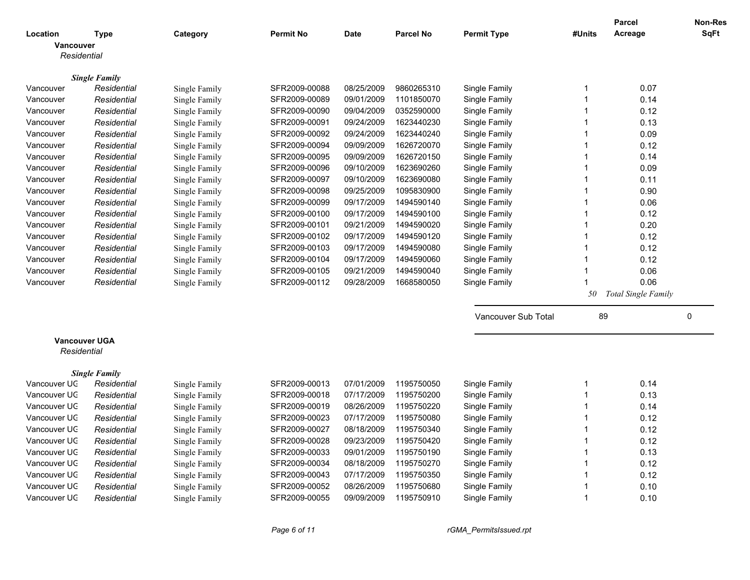| Location | Type | Category | Permit No | Date | Parcel No | Permit Type | #Units | Parcel Acreage | Non-Res SqFt |
|---|---|---|---|---|---|---|---|---|---|
| **Vancouver** | | | | | | | | | |
| *Residential* | | | | | | | | | |
| ***Single Family*** | | | | | | | | | |
| Vancouver | *Residential* | Single Family | SFR2009-00088 | 08/25/2009 | 9860265310 | Single Family | 1 | 0.07 | |
| Vancouver | *Residential* | Single Family | SFR2009-00089 | 09/01/2009 | 1101850070 | Single Family | 1 | 0.14 | |
| Vancouver | *Residential* | Single Family | SFR2009-00090 | 09/04/2009 | 0352590000 | Single Family | 1 | 0.12 | |
| Vancouver | *Residential* | Single Family | SFR2009-00091 | 09/24/2009 | 1623440230 | Single Family | 1 | 0.13 | |
| Vancouver | *Residential* | Single Family | SFR2009-00092 | 09/24/2009 | 1623440240 | Single Family | 1 | 0.09 | |
| Vancouver | *Residential* | Single Family | SFR2009-00094 | 09/09/2009 | 1626720070 | Single Family | 1 | 0.12 | |
| Vancouver | *Residential* | Single Family | SFR2009-00095 | 09/09/2009 | 1626720150 | Single Family | 1 | 0.14 | |
| Vancouver | *Residential* | Single Family | SFR2009-00096 | 09/10/2009 | 1623690260 | Single Family | 1 | 0.09 | |
| Vancouver | *Residential* | Single Family | SFR2009-00097 | 09/10/2009 | 1623690080 | Single Family | 1 | 0.11 | |
| Vancouver | *Residential* | Single Family | SFR2009-00098 | 09/25/2009 | 1095830900 | Single Family | 1 | 0.90 | |
| Vancouver | *Residential* | Single Family | SFR2009-00099 | 09/17/2009 | 1494590140 | Single Family | 1 | 0.06 | |
| Vancouver | *Residential* | Single Family | SFR2009-00100 | 09/17/2009 | 1494590100 | Single Family | 1 | 0.12 | |
| Vancouver | *Residential* | Single Family | SFR2009-00101 | 09/21/2009 | 1494590020 | Single Family | 1 | 0.20 | |
| Vancouver | *Residential* | Single Family | SFR2009-00102 | 09/17/2009 | 1494590120 | Single Family | 1 | 0.12 | |
| Vancouver | *Residential* | Single Family | SFR2009-00103 | 09/17/2009 | 1494590080 | Single Family | 1 | 0.12 | |
| Vancouver | *Residential* | Single Family | SFR2009-00104 | 09/17/2009 | 1494590060 | Single Family | 1 | 0.12 | |
| Vancouver | *Residential* | Single Family | SFR2009-00105 | 09/21/2009 | 1494590040 | Single Family | 1 | 0.06 | |
| Vancouver | *Residential* | Single Family | SFR2009-00112 | 09/28/2009 | 1668580050 | Single Family | 1 | 0.06 | |
| | | | | | | | *50* | *Total Single Family* | |
| | | | | | | Vancouver Sub Total | 89 | | 0 |
| **Vancouver UGA** | | | | | | | | | |
| *Residential* | | | | | | | | | |
| ***Single Family*** | | | | | | | | | |
| Vancouver UG | *Residential* | Single Family | SFR2009-00013 | 07/01/2009 | 1195750050 | Single Family | 1 | 0.14 | |
| Vancouver UG | *Residential* | Single Family | SFR2009-00018 | 07/17/2009 | 1195750200 | Single Family | 1 | 0.13 | |
| Vancouver UG | *Residential* | Single Family | SFR2009-00019 | 08/26/2009 | 1195750220 | Single Family | 1 | 0.14 | |
| Vancouver UG | *Residential* | Single Family | SFR2009-00023 | 07/17/2009 | 1195750080 | Single Family | 1 | 0.12 | |
| Vancouver UG | *Residential* | Single Family | SFR2009-00027 | 08/18/2009 | 1195750340 | Single Family | 1 | 0.12 | |
| Vancouver UG | *Residential* | Single Family | SFR2009-00028 | 09/23/2009 | 1195750420 | Single Family | 1 | 0.12 | |
| Vancouver UG | *Residential* | Single Family | SFR2009-00033 | 09/01/2009 | 1195750190 | Single Family | 1 | 0.13 | |
| Vancouver UG | *Residential* | Single Family | SFR2009-00034 | 08/18/2009 | 1195750270 | Single Family | 1 | 0.12 | |
| Vancouver UG | *Residential* | Single Family | SFR2009-00043 | 07/17/2009 | 1195750350 | Single Family | 1 | 0.12 | |
| Vancouver UG | *Residential* | Single Family | SFR2009-00052 | 08/26/2009 | 1195750680 | Single Family | 1 | 0.10 | |
| Vancouver UG | *Residential* | Single Family | SFR2009-00055 | 09/09/2009 | 1195750910 | Single Family | 1 | 0.10 | |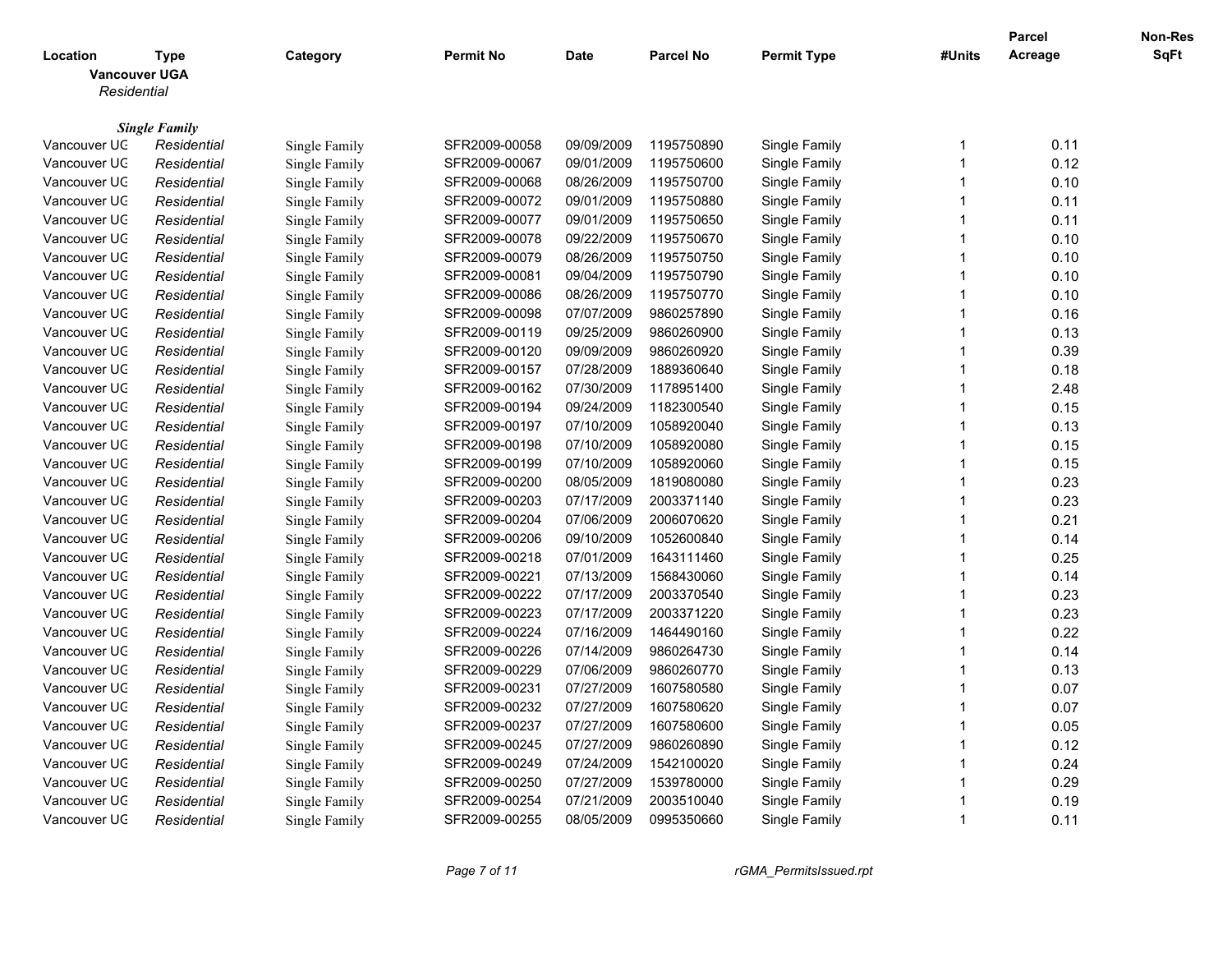| Location | Type | Category | Permit No | Date | Parcel No | Permit Type | #Units | Parcel Acreage | Non-Res SqFt |
|---|---|---|---|---|---|---|---|---|---|
| **Vancouver UGA** | | | | | | | | | |
| *Residential* | | | | | | | | | |
| ***Single Family*** | | | | | | | | | |
| Vancouver UG | *Residential* | Single Family | SFR2009-00058 | 09/09/2009 | 1195750890 | Single Family | 1 | 0.11 | |
| Vancouver UG | *Residential* | Single Family | SFR2009-00067 | 09/01/2009 | 1195750600 | Single Family | 1 | 0.12 | |
| Vancouver UG | *Residential* | Single Family | SFR2009-00068 | 08/26/2009 | 1195750700 | Single Family | 1 | 0.10 | |
| Vancouver UG | *Residential* | Single Family | SFR2009-00072 | 09/01/2009 | 1195750880 | Single Family | 1 | 0.11 | |
| Vancouver UG | *Residential* | Single Family | SFR2009-00077 | 09/01/2009 | 1195750650 | Single Family | 1 | 0.11 | |
| Vancouver UG | *Residential* | Single Family | SFR2009-00078 | 09/22/2009 | 1195750670 | Single Family | 1 | 0.10 | |
| Vancouver UG | *Residential* | Single Family | SFR2009-00079 | 08/26/2009 | 1195750750 | Single Family | 1 | 0.10 | |
| Vancouver UG | *Residential* | Single Family | SFR2009-00081 | 09/04/2009 | 1195750790 | Single Family | 1 | 0.10 | |
| Vancouver UG | *Residential* | Single Family | SFR2009-00086 | 08/26/2009 | 1195750770 | Single Family | 1 | 0.10 | |
| Vancouver UG | *Residential* | Single Family | SFR2009-00098 | 07/07/2009 | 9860257890 | Single Family | 1 | 0.16 | |
| Vancouver UG | *Residential* | Single Family | SFR2009-00119 | 09/25/2009 | 9860260900 | Single Family | 1 | 0.13 | |
| Vancouver UG | *Residential* | Single Family | SFR2009-00120 | 09/09/2009 | 9860260920 | Single Family | 1 | 0.39 | |
| Vancouver UG | *Residential* | Single Family | SFR2009-00157 | 07/28/2009 | 1889360640 | Single Family | 1 | 0.18 | |
| Vancouver UG | *Residential* | Single Family | SFR2009-00162 | 07/30/2009 | 1178951400 | Single Family | 1 | 2.48 | |
| Vancouver UG | *Residential* | Single Family | SFR2009-00194 | 09/24/2009 | 1182300540 | Single Family | 1 | 0.15 | |
| Vancouver UG | *Residential* | Single Family | SFR2009-00197 | 07/10/2009 | 1058920040 | Single Family | 1 | 0.13 | |
| Vancouver UG | *Residential* | Single Family | SFR2009-00198 | 07/10/2009 | 1058920080 | Single Family | 1 | 0.15 | |
| Vancouver UG | *Residential* | Single Family | SFR2009-00199 | 07/10/2009 | 1058920060 | Single Family | 1 | 0.15 | |
| Vancouver UG | *Residential* | Single Family | SFR2009-00200 | 08/05/2009 | 1819080080 | Single Family | 1 | 0.23 | |
| Vancouver UG | *Residential* | Single Family | SFR2009-00203 | 07/17/2009 | 2003371140 | Single Family | 1 | 0.23 | |
| Vancouver UG | *Residential* | Single Family | SFR2009-00204 | 07/06/2009 | 2006070620 | Single Family | 1 | 0.21 | |
| Vancouver UG | *Residential* | Single Family | SFR2009-00206 | 09/10/2009 | 1052600840 | Single Family | 1 | 0.14 | |
| Vancouver UG | *Residential* | Single Family | SFR2009-00218 | 07/01/2009 | 1643111460 | Single Family | 1 | 0.25 | |
| Vancouver UG | *Residential* | Single Family | SFR2009-00221 | 07/13/2009 | 1568430060 | Single Family | 1 | 0.14 | |
| Vancouver UG | *Residential* | Single Family | SFR2009-00222 | 07/17/2009 | 2003370540 | Single Family | 1 | 0.23 | |
| Vancouver UG | *Residential* | Single Family | SFR2009-00223 | 07/17/2009 | 2003371220 | Single Family | 1 | 0.23 | |
| Vancouver UG | *Residential* | Single Family | SFR2009-00224 | 07/16/2009 | 1464490160 | Single Family | 1 | 0.22 | |
| Vancouver UG | *Residential* | Single Family | SFR2009-00226 | 07/14/2009 | 9860264730 | Single Family | 1 | 0.14 | |
| Vancouver UG | *Residential* | Single Family | SFR2009-00229 | 07/06/2009 | 9860260770 | Single Family | 1 | 0.13 | |
| Vancouver UG | *Residential* | Single Family | SFR2009-00231 | 07/27/2009 | 1607580580 | Single Family | 1 | 0.07 | |
| Vancouver UG | *Residential* | Single Family | SFR2009-00232 | 07/27/2009 | 1607580620 | Single Family | 1 | 0.07 | |
| Vancouver UG | *Residential* | Single Family | SFR2009-00237 | 07/27/2009 | 1607580600 | Single Family | 1 | 0.05 | |
| Vancouver UG | *Residential* | Single Family | SFR2009-00245 | 07/27/2009 | 9860260890 | Single Family | 1 | 0.12 | |
| Vancouver UG | *Residential* | Single Family | SFR2009-00249 | 07/24/2009 | 1542100020 | Single Family | 1 | 0.24 | |
| Vancouver UG | *Residential* | Single Family | SFR2009-00250 | 07/27/2009 | 1539780000 | Single Family | 1 | 0.29 | |
| Vancouver UG | *Residential* | Single Family | SFR2009-00254 | 07/21/2009 | 2003510040 | Single Family | 1 | 0.19 | |
| Vancouver UG | *Residential* | Single Family | SFR2009-00255 | 08/05/2009 | 0995350660 | Single Family | 1 | 0.11 | |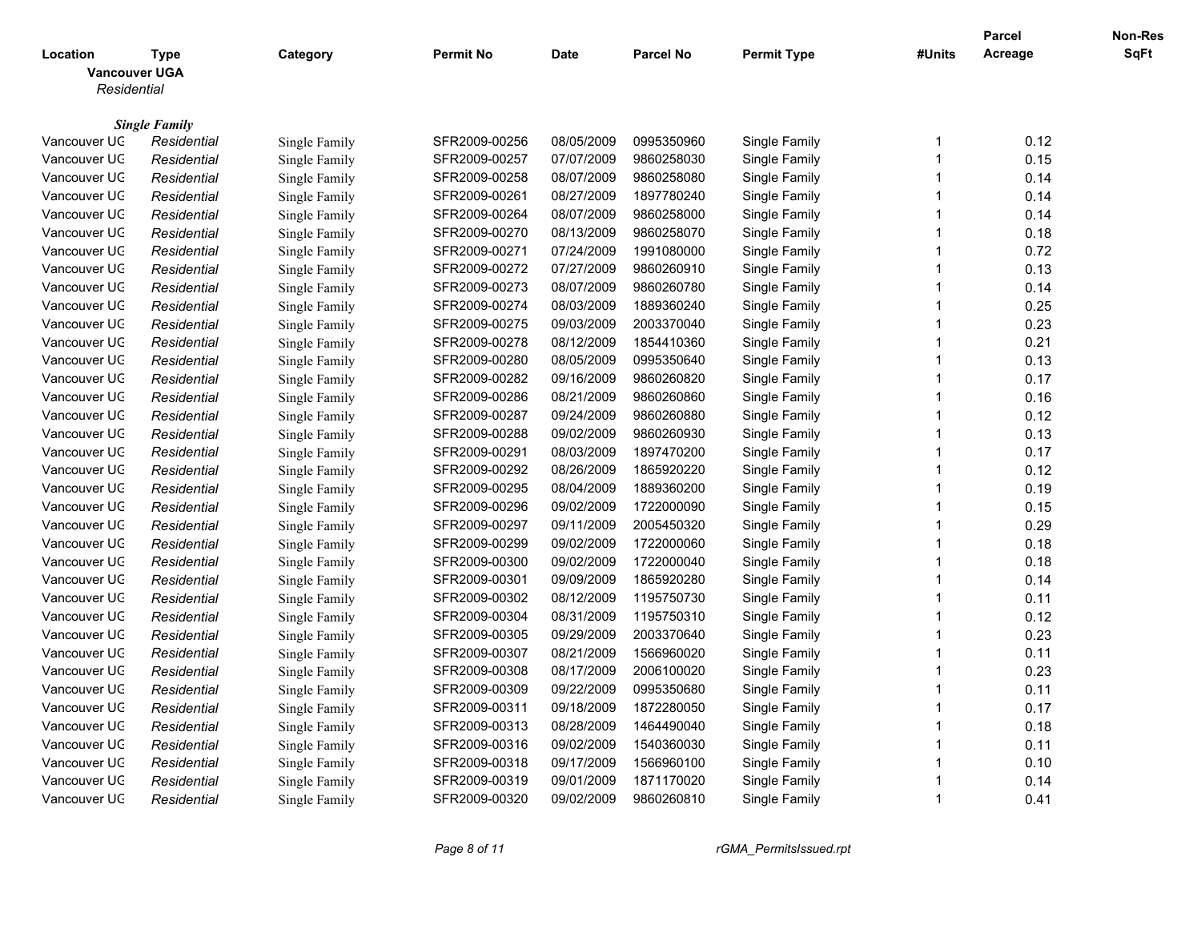| Location | Type | Category | Permit No | Date | Parcel No | Permit Type | #Units | Parcel Acreage | Non-Res SqFt |
|---|---|---|---|---|---|---|---|---|---|
| **Vancouver UGA** | | | | | | | | | |
| *Residential* | | | | | | | | | |
| ***Single Family*** | | | | | | | | | |
| Vancouver UG | *Residential* | Single Family | SFR2009-00256 | 08/05/2009 | 0995350960 | Single Family | 1 | 0.12 | |
| Vancouver UG | *Residential* | Single Family | SFR2009-00257 | 07/07/2009 | 9860258030 | Single Family | 1 | 0.15 | |
| Vancouver UG | *Residential* | Single Family | SFR2009-00258 | 08/07/2009 | 9860258080 | Single Family | 1 | 0.14 | |
| Vancouver UG | *Residential* | Single Family | SFR2009-00261 | 08/27/2009 | 1897780240 | Single Family | 1 | 0.14 | |
| Vancouver UG | *Residential* | Single Family | SFR2009-00264 | 08/07/2009 | 9860258000 | Single Family | 1 | 0.14 | |
| Vancouver UG | *Residential* | Single Family | SFR2009-00270 | 08/13/2009 | 9860258070 | Single Family | 1 | 0.18 | |
| Vancouver UG | *Residential* | Single Family | SFR2009-00271 | 07/24/2009 | 1991080000 | Single Family | 1 | 0.72 | |
| Vancouver UG | *Residential* | Single Family | SFR2009-00272 | 07/27/2009 | 9860260910 | Single Family | 1 | 0.13 | |
| Vancouver UG | *Residential* | Single Family | SFR2009-00273 | 08/07/2009 | 9860260780 | Single Family | 1 | 0.14 | |
| Vancouver UG | *Residential* | Single Family | SFR2009-00274 | 08/03/2009 | 1889360240 | Single Family | 1 | 0.25 | |
| Vancouver UG | *Residential* | Single Family | SFR2009-00275 | 09/03/2009 | 2003370040 | Single Family | 1 | 0.23 | |
| Vancouver UG | *Residential* | Single Family | SFR2009-00278 | 08/12/2009 | 1854410360 | Single Family | 1 | 0.21 | |
| Vancouver UG | *Residential* | Single Family | SFR2009-00280 | 08/05/2009 | 0995350640 | Single Family | 1 | 0.13 | |
| Vancouver UG | *Residential* | Single Family | SFR2009-00282 | 09/16/2009 | 9860260820 | Single Family | 1 | 0.17 | |
| Vancouver UG | *Residential* | Single Family | SFR2009-00286 | 08/21/2009 | 9860260860 | Single Family | 1 | 0.16 | |
| Vancouver UG | *Residential* | Single Family | SFR2009-00287 | 09/24/2009 | 9860260880 | Single Family | 1 | 0.12 | |
| Vancouver UG | *Residential* | Single Family | SFR2009-00288 | 09/02/2009 | 9860260930 | Single Family | 1 | 0.13 | |
| Vancouver UG | *Residential* | Single Family | SFR2009-00291 | 08/03/2009 | 1897470200 | Single Family | 1 | 0.17 | |
| Vancouver UG | *Residential* | Single Family | SFR2009-00292 | 08/26/2009 | 1865920220 | Single Family | 1 | 0.12 | |
| Vancouver UG | *Residential* | Single Family | SFR2009-00295 | 08/04/2009 | 1889360200 | Single Family | 1 | 0.19 | |
| Vancouver UG | *Residential* | Single Family | SFR2009-00296 | 09/02/2009 | 1722000090 | Single Family | 1 | 0.15 | |
| Vancouver UG | *Residential* | Single Family | SFR2009-00297 | 09/11/2009 | 2005450320 | Single Family | 1 | 0.29 | |
| Vancouver UG | *Residential* | Single Family | SFR2009-00299 | 09/02/2009 | 1722000060 | Single Family | 1 | 0.18 | |
| Vancouver UG | *Residential* | Single Family | SFR2009-00300 | 09/02/2009 | 1722000040 | Single Family | 1 | 0.18 | |
| Vancouver UG | *Residential* | Single Family | SFR2009-00301 | 09/09/2009 | 1865920280 | Single Family | 1 | 0.14 | |
| Vancouver UG | *Residential* | Single Family | SFR2009-00302 | 08/12/2009 | 1195750730 | Single Family | 1 | 0.11 | |
| Vancouver UG | *Residential* | Single Family | SFR2009-00304 | 08/31/2009 | 1195750310 | Single Family | 1 | 0.12 | |
| Vancouver UG | *Residential* | Single Family | SFR2009-00305 | 09/29/2009 | 2003370640 | Single Family | 1 | 0.23 | |
| Vancouver UG | *Residential* | Single Family | SFR2009-00307 | 08/21/2009 | 1566960020 | Single Family | 1 | 0.11 | |
| Vancouver UG | *Residential* | Single Family | SFR2009-00308 | 08/17/2009 | 2006100020 | Single Family | 1 | 0.23 | |
| Vancouver UG | *Residential* | Single Family | SFR2009-00309 | 09/22/2009 | 0995350680 | Single Family | 1 | 0.11 | |
| Vancouver UG | *Residential* | Single Family | SFR2009-00311 | 09/18/2009 | 1872280050 | Single Family | 1 | 0.17 | |
| Vancouver UG | *Residential* | Single Family | SFR2009-00313 | 08/28/2009 | 1464490040 | Single Family | 1 | 0.18 | |
| Vancouver UG | *Residential* | Single Family | SFR2009-00316 | 09/02/2009 | 1540360030 | Single Family | 1 | 0.11 | |
| Vancouver UG | *Residential* | Single Family | SFR2009-00318 | 09/17/2009 | 1566960100 | Single Family | 1 | 0.10 | |
| Vancouver UG | *Residential* | Single Family | SFR2009-00319 | 09/01/2009 | 1871170020 | Single Family | 1 | 0.14 | |
| Vancouver UG | *Residential* | Single Family | SFR2009-00320 | 09/02/2009 | 9860260810 | Single Family | 1 | 0.41 | |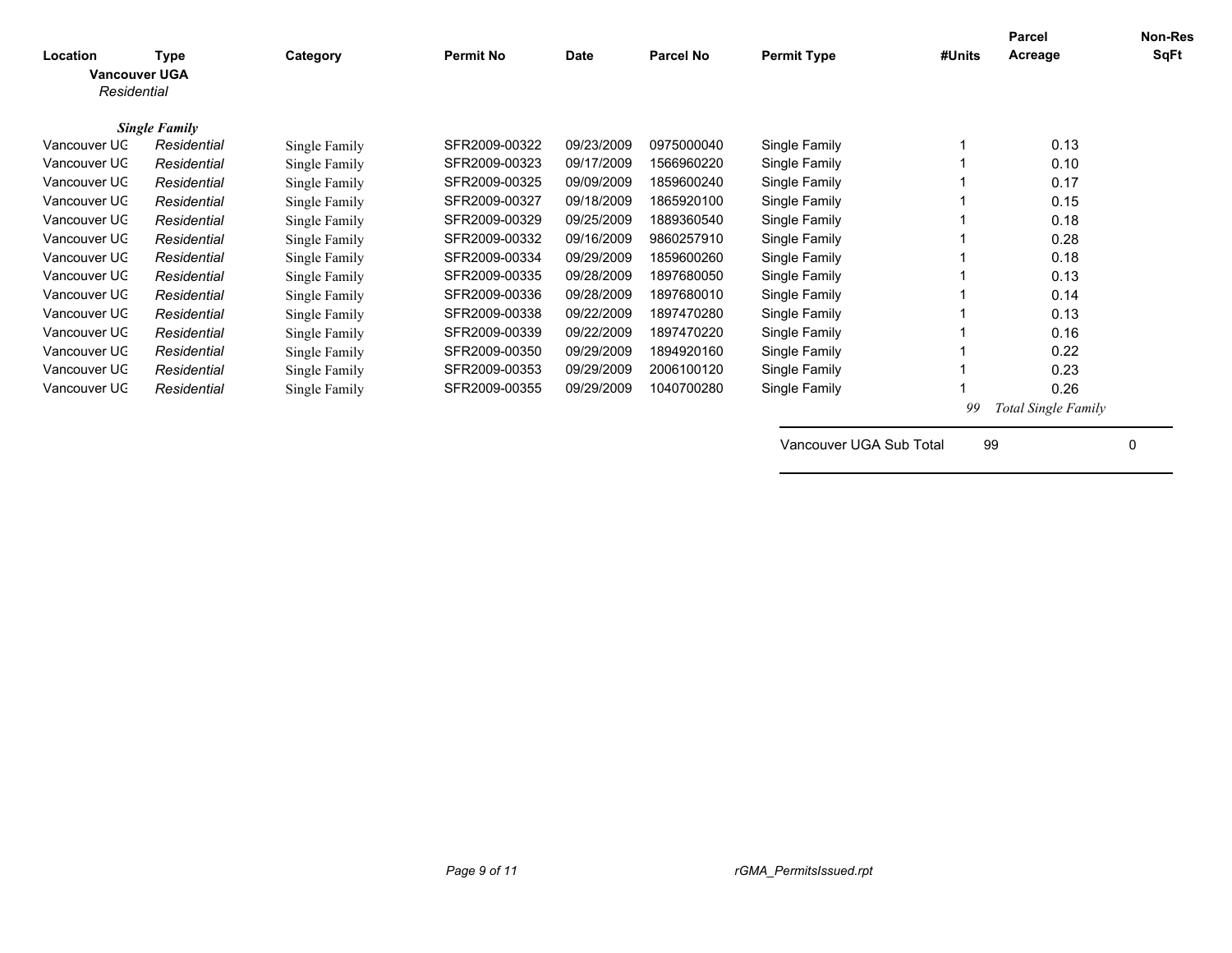| Location | Type | Category | Permit No | Date | Parcel No | Permit Type | #Units | Parcel Acreage | Non-Res SqFt |
|---|---|---|---|---|---|---|---|---|---|
| **Vancouver UGA** | | | | | | | | | |
| *Residential* | | | | | | | | | |
| | ***Single Family*** | | | | | | | | |
| Vancouver UG | *Residential* | Single Family | SFR2009-00322 | 09/23/2009 | 0975000040 | Single Family | 1 | 0.13 | |
| Vancouver UG | *Residential* | Single Family | SFR2009-00323 | 09/17/2009 | 1566960220 | Single Family | 1 | 0.10 | |
| Vancouver UG | *Residential* | Single Family | SFR2009-00325 | 09/09/2009 | 1859600240 | Single Family | 1 | 0.17 | |
| Vancouver UG | *Residential* | Single Family | SFR2009-00327 | 09/18/2009 | 1865920100 | Single Family | 1 | 0.15 | |
| Vancouver UG | *Residential* | Single Family | SFR2009-00329 | 09/25/2009 | 1889360540 | Single Family | 1 | 0.18 | |
| Vancouver UG | *Residential* | Single Family | SFR2009-00332 | 09/16/2009 | 9860257910 | Single Family | 1 | 0.28 | |
| Vancouver UG | *Residential* | Single Family | SFR2009-00334 | 09/29/2009 | 1859600260 | Single Family | 1 | 0.18 | |
| Vancouver UG | *Residential* | Single Family | SFR2009-00335 | 09/28/2009 | 1897680050 | Single Family | 1 | 0.13 | |
| Vancouver UG | *Residential* | Single Family | SFR2009-00336 | 09/28/2009 | 1897680010 | Single Family | 1 | 0.14 | |
| Vancouver UG | *Residential* | Single Family | SFR2009-00338 | 09/22/2009 | 1897470280 | Single Family | 1 | 0.13 | |
| Vancouver UG | *Residential* | Single Family | SFR2009-00339 | 09/22/2009 | 1897470220 | Single Family | 1 | 0.16 | |
| Vancouver UG | *Residential* | Single Family | SFR2009-00350 | 09/29/2009 | 1894920160 | Single Family | 1 | 0.22 | |
| Vancouver UG | *Residential* | Single Family | SFR2009-00353 | 09/29/2009 | 2006100120 | Single Family | 1 | 0.23 | |
| Vancouver UG | *Residential* | Single Family | SFR2009-00355 | 09/29/2009 | 1040700280 | Single Family | 1 | 0.26 | |
| | | | | | | | *99* | *Total Single Family* | |
| | | | | | | Vancouver UGA Sub Total | 99 | | 0 |

rGMA_PermitsIssued.rpt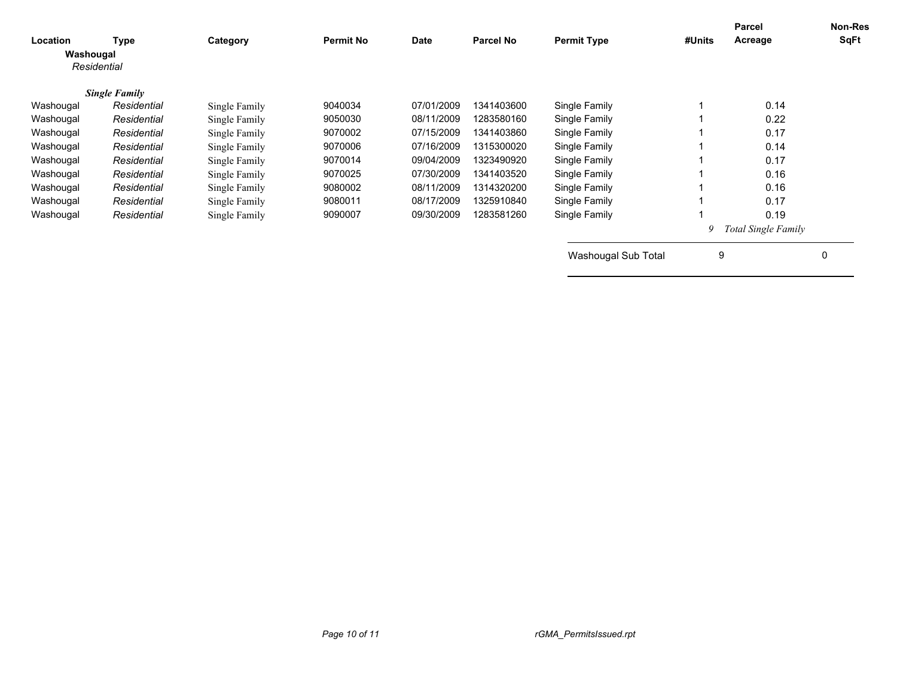| Location | Type | Category | Permit No | Date | Parcel No | Permit Type | #Units | Parcel Acreage | Non-Res SqFt |
|---|---|---|---|---|---|---|---|---|---|
| **Washougal** | | | | | | | | | |
| *Residential* | | | | | | | | | |
| ***Single Family*** | | | | | | | | | |
| Washougal | *Residential* | Single Family | 9040034 | 07/01/2009 | 1341403600 | Single Family | 1 | 0.14 | |
| Washougal | *Residential* | Single Family | 9050030 | 08/11/2009 | 1283580160 | Single Family | 1 | 0.22 | |
| Washougal | *Residential* | Single Family | 9070002 | 07/15/2009 | 1341403860 | Single Family | 1 | 0.17 | |
| Washougal | *Residential* | Single Family | 9070006 | 07/16/2009 | 1315300020 | Single Family | 1 | 0.14 | |
| Washougal | *Residential* | Single Family | 9070014 | 09/04/2009 | 1323490920 | Single Family | 1 | 0.17 | |
| Washougal | *Residential* | Single Family | 9070025 | 07/30/2009 | 1341403520 | Single Family | 1 | 0.16 | |
| Washougal | *Residential* | Single Family | 9080002 | 08/11/2009 | 1314320200 | Single Family | 1 | 0.16 | |
| Washougal | *Residential* | Single Family | 9080011 | 08/17/2009 | 1325910840 | Single Family | 1 | 0.17 | |
| Washougal | *Residential* | Single Family | 9090007 | 09/30/2009 | 1283581260 | Single Family | 1 | 0.19 | |
| | | | | | | | *9* | *Total Single Family* | |
| | | | | | | Washougal Sub Total | 9 | | 0 |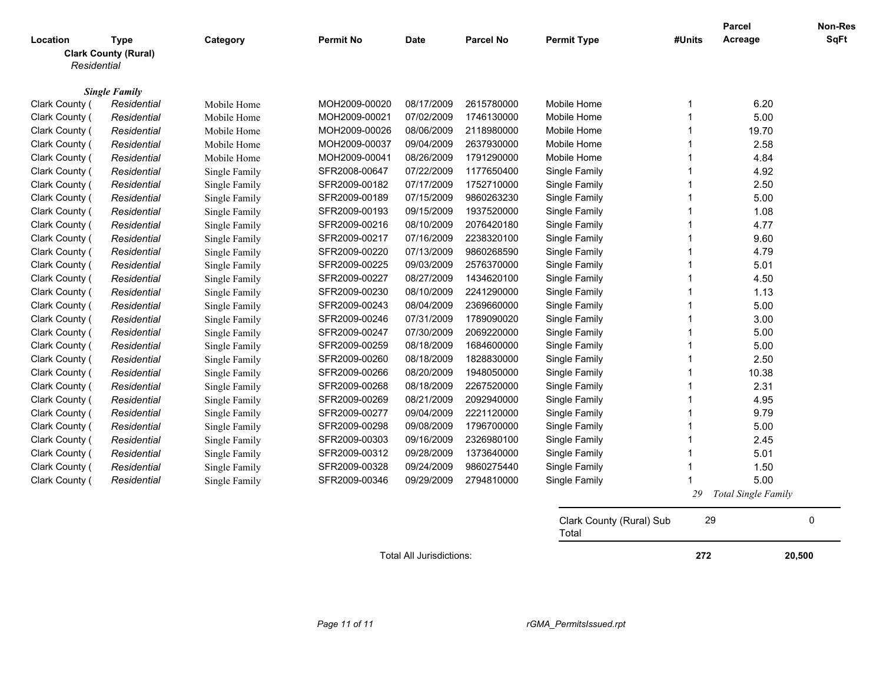| Location | Type | Category | Permit No | Date | Parcel No | Permit Type | #Units | Parcel Acreage | Non-Res SqFt |
|---|---|---|---|---|---|---|---|---|---|
| **Clark County (Rural)** | | | | | | | | | |
| *Residential* | | | | | | | | | |
| | ***Single Family*** | | | | | | | | |
| Clark County ( | *Residential* | Mobile Home | MOH2009-00020 | 08/17/2009 | 2615780000 | Mobile Home | 1 | 6.20 | |
| Clark County ( | *Residential* | Mobile Home | MOH2009-00021 | 07/02/2009 | 1746130000 | Mobile Home | 1 | 5.00 | |
| Clark County ( | *Residential* | Mobile Home | MOH2009-00026 | 08/06/2009 | 2118980000 | Mobile Home | 1 | 19.70 | |
| Clark County ( | *Residential* | Mobile Home | MOH2009-00037 | 09/04/2009 | 2637930000 | Mobile Home | 1 | 2.58 | |
| Clark County ( | *Residential* | Mobile Home | MOH2009-00041 | 08/26/2009 | 1791290000 | Mobile Home | 1 | 4.84 | |
| Clark County ( | *Residential* | Single Family | SFR2008-00647 | 07/22/2009 | 1177650400 | Single Family | 1 | 4.92 | |
| Clark County ( | *Residential* | Single Family | SFR2009-00182 | 07/17/2009 | 1752710000 | Single Family | 1 | 2.50 | |
| Clark County ( | *Residential* | Single Family | SFR2009-00189 | 07/15/2009 | 9860263230 | Single Family | 1 | 5.00 | |
| Clark County ( | *Residential* | Single Family | SFR2009-00193 | 09/15/2009 | 1937520000 | Single Family | 1 | 1.08 | |
| Clark County ( | *Residential* | Single Family | SFR2009-00216 | 08/10/2009 | 2076420180 | Single Family | 1 | 4.77 | |
| Clark County ( | *Residential* | Single Family | SFR2009-00217 | 07/16/2009 | 2238320100 | Single Family | 1 | 9.60 | |
| Clark County ( | *Residential* | Single Family | SFR2009-00220 | 07/13/2009 | 9860268590 | Single Family | 1 | 4.79 | |
| Clark County ( | *Residential* | Single Family | SFR2009-00225 | 09/03/2009 | 2576370000 | Single Family | 1 | 5.01 | |
| Clark County ( | *Residential* | Single Family | SFR2009-00227 | 08/27/2009 | 1434620100 | Single Family | 1 | 4.50 | |
| Clark County ( | *Residential* | Single Family | SFR2009-00230 | 08/10/2009 | 2241290000 | Single Family | 1 | 1.13 | |
| Clark County ( | *Residential* | Single Family | SFR2009-00243 | 08/04/2009 | 2369660000 | Single Family | 1 | 5.00 | |
| Clark County ( | *Residential* | Single Family | SFR2009-00246 | 07/31/2009 | 1789090020 | Single Family | 1 | 3.00 | |
| Clark County ( | *Residential* | Single Family | SFR2009-00247 | 07/30/2009 | 2069220000 | Single Family | 1 | 5.00 | |
| Clark County ( | *Residential* | Single Family | SFR2009-00259 | 08/18/2009 | 1684600000 | Single Family | 1 | 5.00 | |
| Clark County ( | *Residential* | Single Family | SFR2009-00260 | 08/18/2009 | 1828830000 | Single Family | 1 | 2.50 | |
| Clark County ( | *Residential* | Single Family | SFR2009-00266 | 08/20/2009 | 1948050000 | Single Family | 1 | 10.38 | |
| Clark County ( | *Residential* | Single Family | SFR2009-00268 | 08/18/2009 | 2267520000 | Single Family | 1 | 2.31 | |
| Clark County ( | *Residential* | Single Family | SFR2009-00269 | 08/21/2009 | 2092940000 | Single Family | 1 | 4.95 | |
| Clark County ( | *Residential* | Single Family | SFR2009-00277 | 09/04/2009 | 2221120000 | Single Family | 1 | 9.79 | |
| Clark County ( | *Residential* | Single Family | SFR2009-00298 | 09/08/2009 | 1796700000 | Single Family | 1 | 5.00 | |
| Clark County ( | *Residential* | Single Family | SFR2009-00303 | 09/16/2009 | 2326980100 | Single Family | 1 | 2.45 | |
| Clark County ( | *Residential* | Single Family | SFR2009-00312 | 09/28/2009 | 1373640000 | Single Family | 1 | 5.01 | |
| Clark County ( | *Residential* | Single Family | SFR2009-00328 | 09/24/2009 | 9860275440 | Single Family | 1 | 1.50 | |
| Clark County ( | *Residential* | Single Family | SFR2009-00346 | 09/29/2009 | 2794810000 | Single Family | 1 | 5.00 | |
| | | | | | | | *29* | *Total Single Family* | |
| | | | | | | Clark County (Rural) Sub Total | 29 | | 0 |
| | | | | Total All Jurisdictions: | | | **272** | | **20,500** |